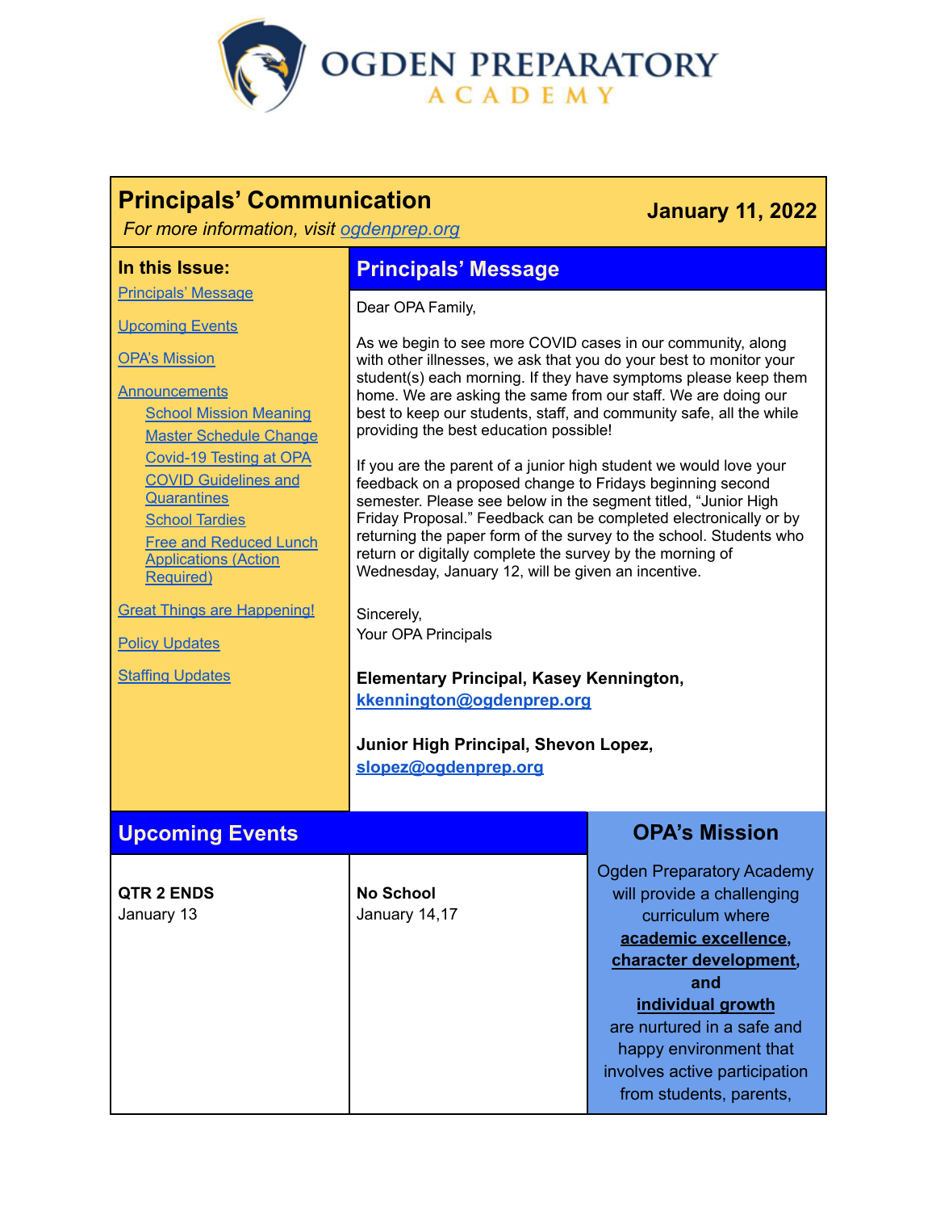OGDEN PREPARATORY ACADEMY

# Principals' Communication

*For more information, visit ogdenprep.org*

**January 11, 2022**

**In this Issue:**

- Principals' Message
- Upcoming Events
- OPA's Mission
- Announcements
  - School Mission Meaning
  - Master Schedule Change
  - Covid-19 Testing at OPA
  - COVID Guidelines and Quarantines
  - School Tardies
  - Free and Reduced Lunch Applications (Action Required)
- Great Things are Happening!
- Policy Updates
- Staffing Updates

## Principals' Message

Dear OPA Family,

As we begin to see more COVID cases in our community, along with other illnesses, we ask that you do your best to monitor your student(s) each morning. If they have symptoms please keep them home. We are asking the same from our staff. We are doing our best to keep our students, staff, and community safe, all the while providing the best education possible!

If you are the parent of a junior high student we would love your feedback on a proposed change to Fridays beginning second semester. Please see below in the segment titled, "Junior High Friday Proposal." Feedback can be completed electronically or by returning the paper form of the survey to the school. Students who return or digitally complete the survey by the morning of Wednesday, January 12, will be given an incentive.

Sincerely,
Your OPA Principals

**Elementary Principal, Kasey Kennington,** **kkennington@ogdenprep.org**

**Junior High Principal, Shevon Lopez,** **slopez@ogdenprep.org**

## Upcoming Events

**QTR 2 ENDS**
January 13

**No School**
January 14,17

## OPA's Mission

Ogden Preparatory Academy will provide a challenging curriculum where **academic excellence**, **character development**, and **individual growth** are nurtured in a safe and happy environment that involves active participation from students, parents,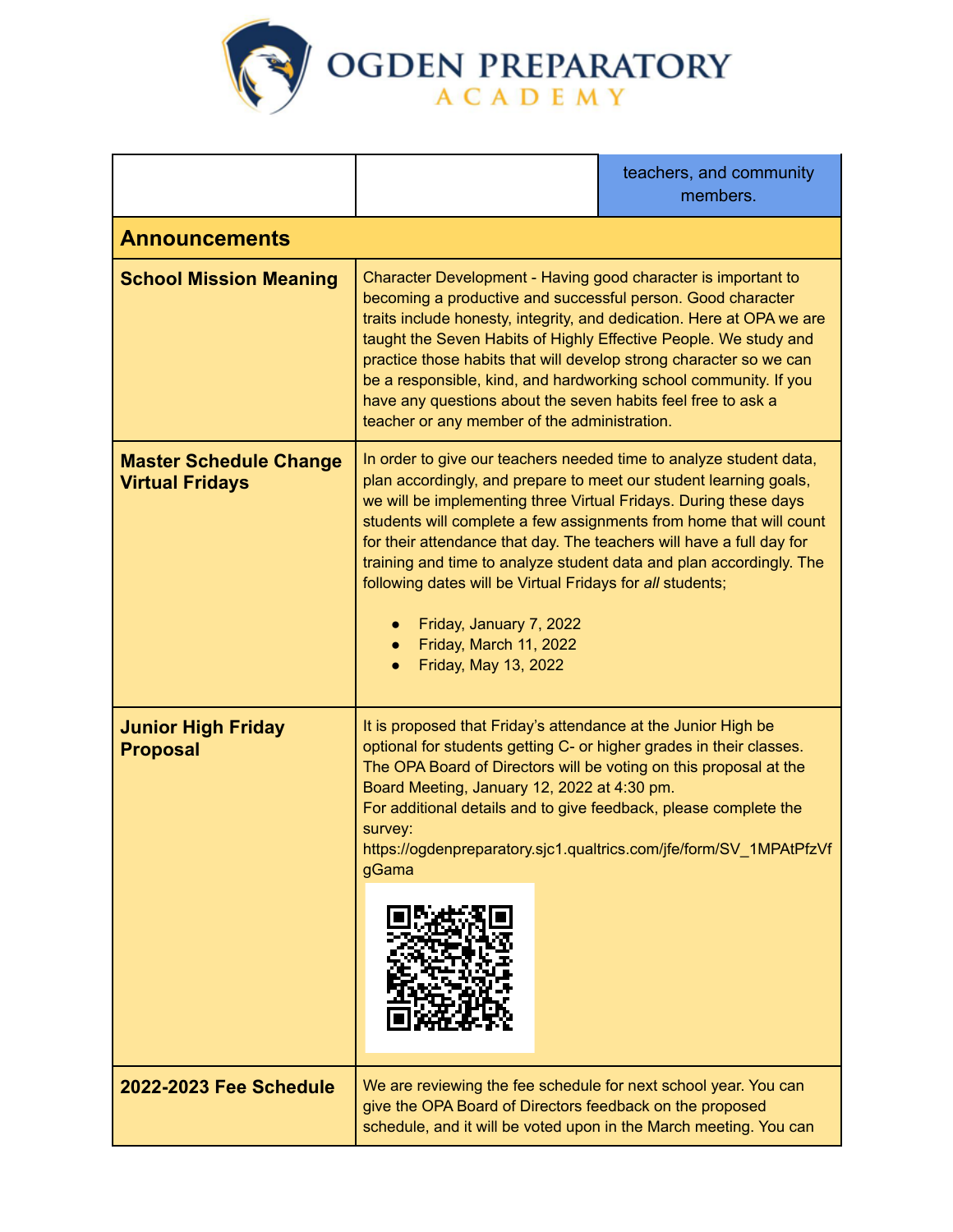| | | teachers, and community members. |
|---|---|---|
| **Announcements** | | |
| **School Mission Meaning** | Character Development - Having good character is important to becoming a productive and successful person. Good character traits include honesty, integrity, and dedication. Here at OPA we are taught the Seven Habits of Highly Effective People. We study and practice those habits that will develop strong character so we can be a responsible, kind, and hardworking school community. If you have any questions about the seven habits feel free to ask a teacher or any member of the administration. | |
| **Master Schedule Change Virtual Fridays** | In order to give our teachers needed time to analyze student data, plan accordingly, and prepare to meet our student learning goals, we will be implementing three Virtual Fridays. During these days students will complete a few assignments from home that will count for their attendance that day. The teachers will have a full day for training and time to analyze student data and plan accordingly. The following dates will be Virtual Fridays for *all* students;<br><br>• Friday, January 7, 2022<br>• Friday, March 11, 2022<br>• Friday, May 13, 2022 | |
| **Junior High Friday Proposal** | It is proposed that Friday's attendance at the Junior High be optional for students getting C- or higher grades in their classes. The OPA Board of Directors will be voting on this proposal at the Board Meeting, January 12, 2022 at 4:30 pm.<br>For additional details and to give feedback, please complete the survey:<br>https://ogdenpreparatory.sjc1.qualtrics.com/jfe/form/SV_1MPAtPfzVfgGama | |
| **2022-2023 Fee Schedule** | We are reviewing the fee schedule for next school year. You can give the OPA Board of Directors feedback on the proposed schedule, and it will be voted upon in the March meeting. You can | |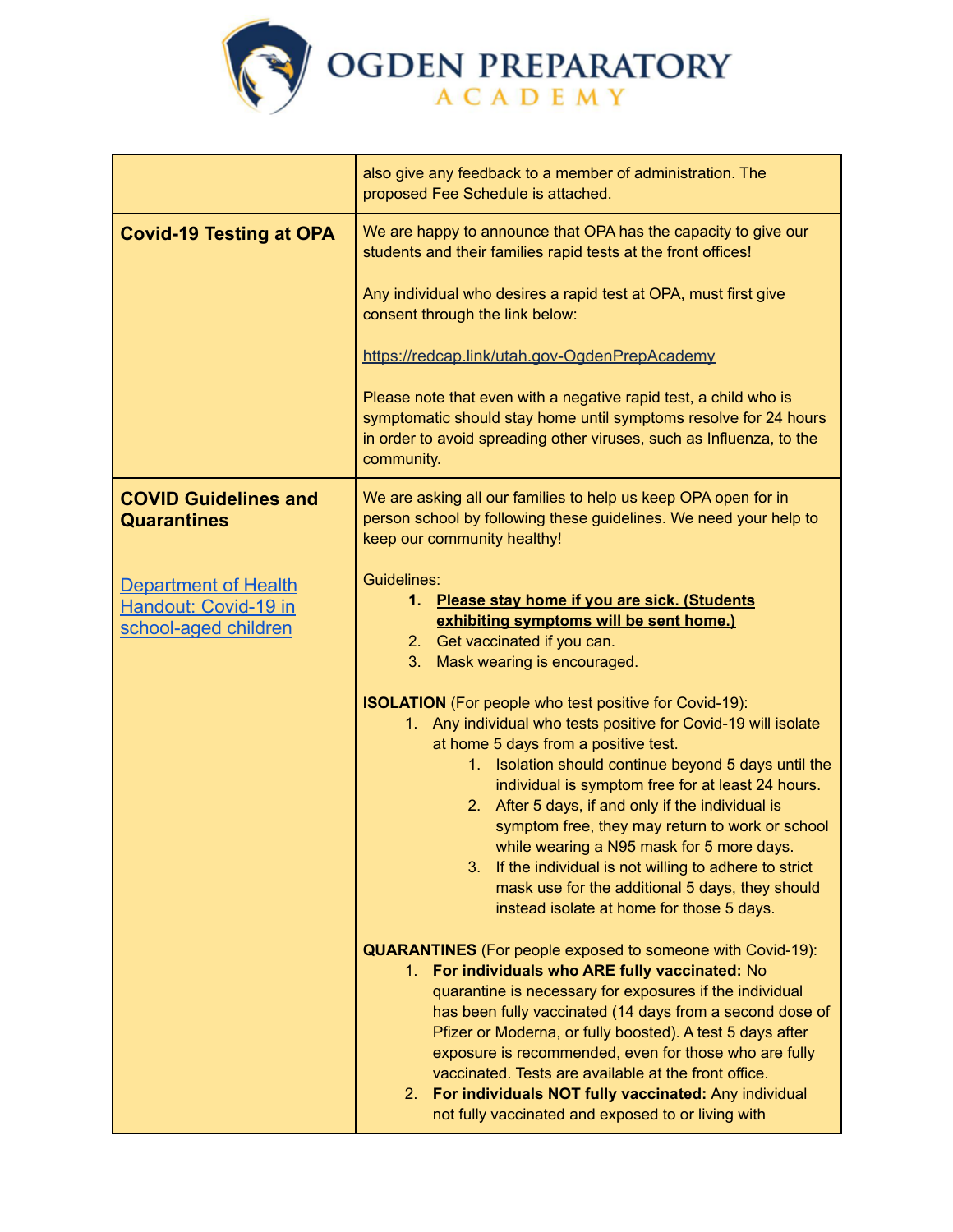| | |
|---|---|
| | also give any feedback to a member of administration. The proposed Fee Schedule is attached. |
| **Covid-19 Testing at OPA** | We are happy to announce that OPA has the capacity to give our students and their families rapid tests at the front offices!<br><br>Any individual who desires a rapid test at OPA, must first give consent through the link below:<br><br>[https://redcap.link/utah.gov-OgdenPrepAcademy](https://redcap.link/utah.gov-OgdenPrepAcademy)<br><br>Please note that even with a negative rapid test, a child who is symptomatic should stay home until symptoms resolve for 24 hours in order to avoid spreading other viruses, such as Influenza, to the community. |
| **COVID Guidelines and Quarantines**<br><br>[Department of Health Handout: Covid-19 in school-aged children]() | We are asking all our families to help us keep OPA open for in person school by following these guidelines. We need your help to keep our community healthy!<br><br>Guidelines:<br>1. **Please stay home if you are sick. (Students exhibiting symptoms will be sent home.)**<br>2. Get vaccinated if you can.<br>3. Mask wearing is encouraged.<br><br>**ISOLATION** (For people who test positive for Covid-19):<br>1. Any individual who tests positive for Covid-19 will isolate at home 5 days from a positive test.<br>&nbsp;&nbsp;&nbsp;&nbsp;1. Isolation should continue beyond 5 days until the individual is symptom free for at least 24 hours.<br>&nbsp;&nbsp;&nbsp;&nbsp;2. After 5 days, if and only if the individual is symptom free, they may return to work or school while wearing a N95 mask for 5 more days.<br>&nbsp;&nbsp;&nbsp;&nbsp;3. If the individual is not willing to adhere to strict mask use for the additional 5 days, they should instead isolate at home for those 5 days.<br><br>**QUARANTINES** (For people exposed to someone with Covid-19):<br>1. **For individuals who ARE fully vaccinated:** No quarantine is necessary for exposures if the individual has been fully vaccinated (14 days from a second dose of Pfizer or Moderna, or fully boosted). A test 5 days after exposure is recommended, even for those who are fully vaccinated. Tests are available at the front office.<br>2. **For individuals NOT fully vaccinated:** Any individual not fully vaccinated and exposed to or living with |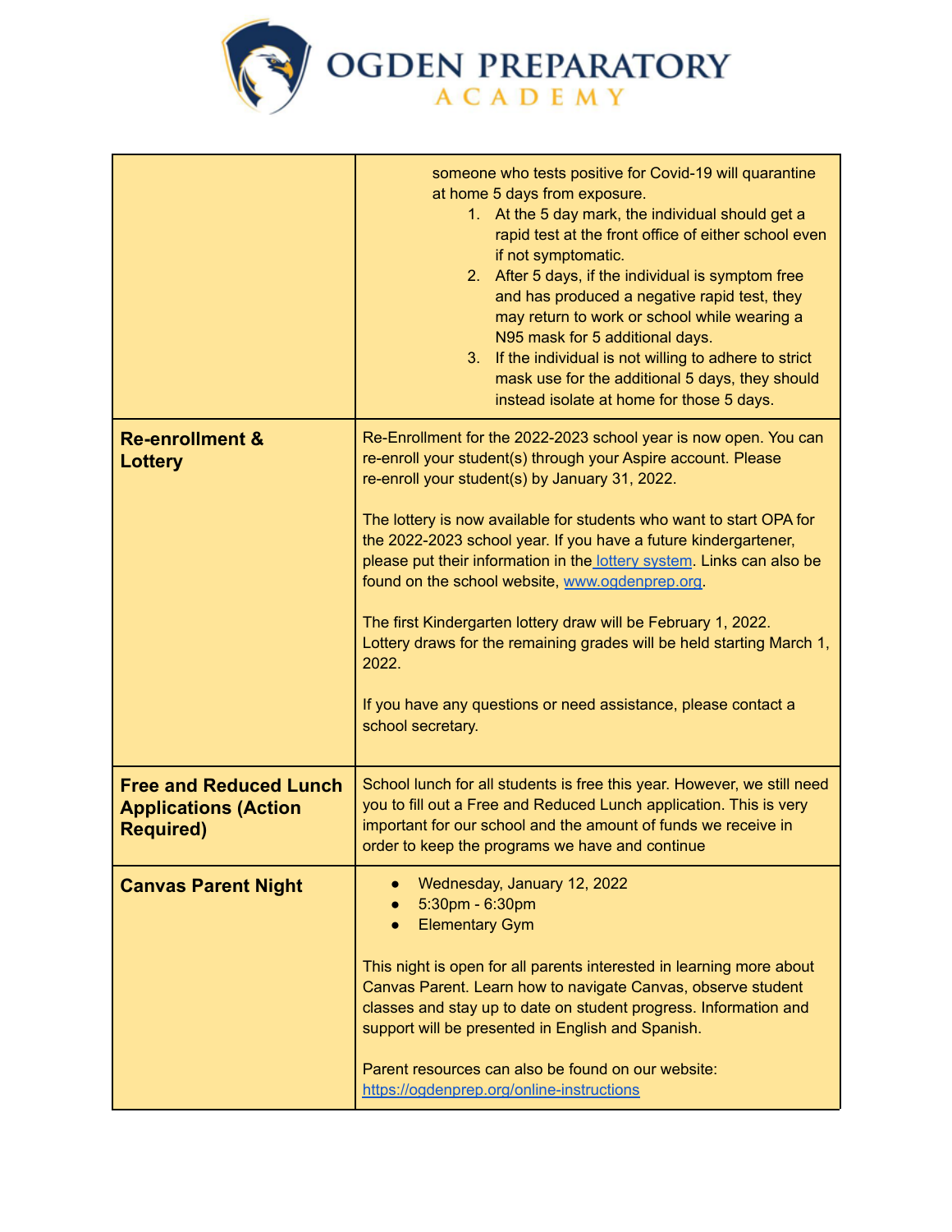| | |
|---|---|
| | someone who tests positive for Covid-19 will quarantine at home 5 days from exposure.<br>1. At the 5 day mark, the individual should get a rapid test at the front office of either school even if not symptomatic.<br>2. After 5 days, if the individual is symptom free and has produced a negative rapid test, they may return to work or school while wearing a N95 mask for 5 additional days.<br>3. If the individual is not willing to adhere to strict mask use for the additional 5 days, they should instead isolate at home for those 5 days. |
| **Re-enrollment & Lottery** | Re-Enrollment for the 2022-2023 school year is now open. You can re-enroll your student(s) through your Aspire account. Please re-enroll your student(s) by January 31, 2022.<br><br>The lottery is now available for students who want to start OPA for the 2022-2023 school year. If you have a future kindergartener, please put their information in the lottery system. Links can also be found on the school website, www.ogdenprep.org.<br><br>The first Kindergarten lottery draw will be February 1, 2022. Lottery draws for the remaining grades will be held starting March 1, 2022.<br><br>If you have any questions or need assistance, please contact a school secretary. |
| **Free and Reduced Lunch Applications (Action Required)** | School lunch for all students is free this year. However, we still need you to fill out a Free and Reduced Lunch application. This is very important for our school and the amount of funds we receive in order to keep the programs we have and continue |
| **Canvas Parent Night** | • Wednesday, January 12, 2022<br>• 5:30pm - 6:30pm<br>• Elementary Gym<br><br>This night is open for all parents interested in learning more about Canvas Parent. Learn how to navigate Canvas, observe student classes and stay up to date on student progress. Information and support will be presented in English and Spanish.<br><br>Parent resources can also be found on our website: https://ogdenprep.org/online-instructions |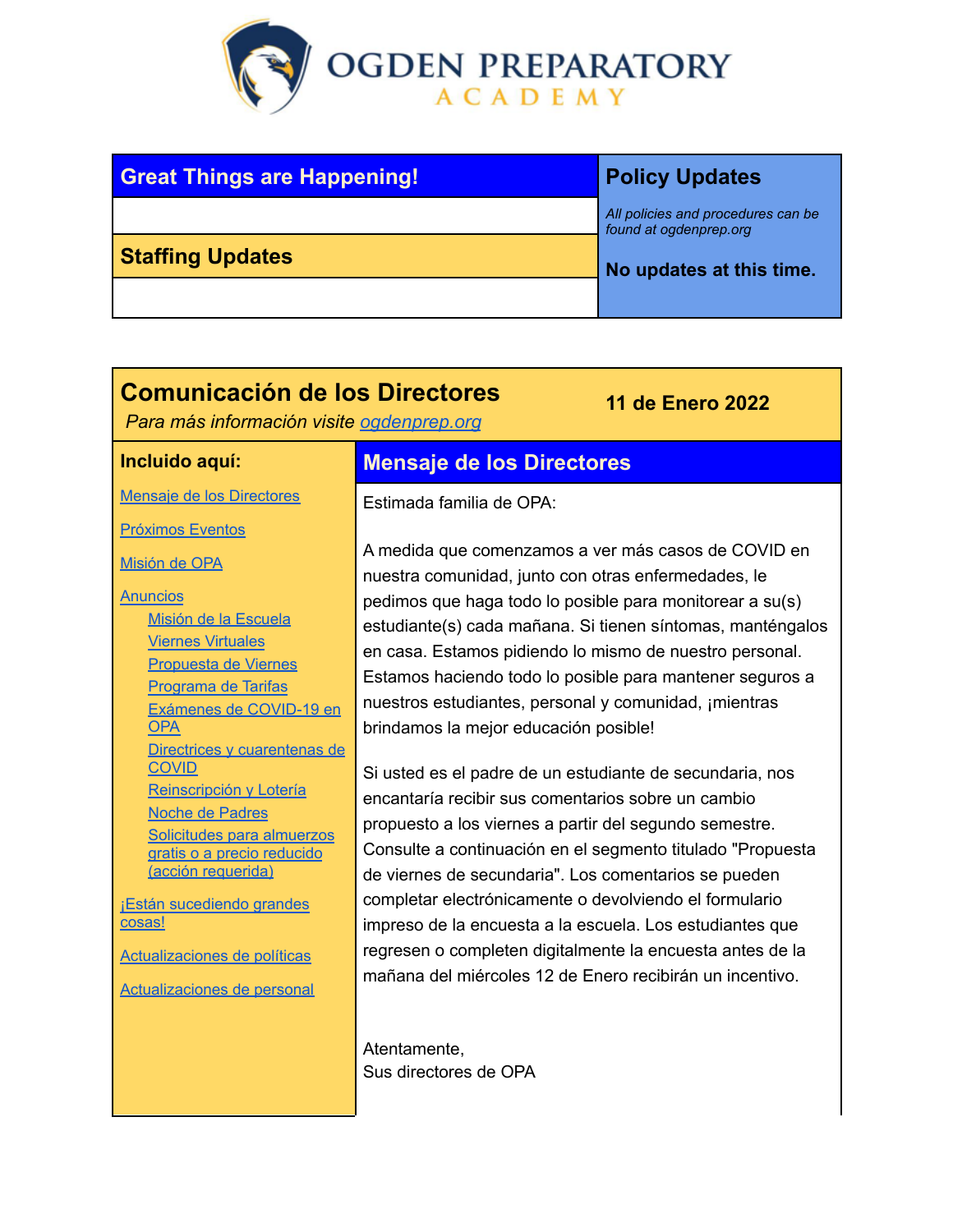# OGDEN PREPARATORY ACADEMY

## Great Things are Happening!

## Staffing Updates

## Policy Updates

*All policies and procedures can be found at ogdenprep.org*

**No updates at this time.**

## Comunicación de los Directores

*Para más información visite [ogdenprep.org](ogdenprep.org)*

**11 de Enero 2022**

### Incluido aquí:

- [Mensaje de los Directores](#)
- [Próximos Eventos](#)
- [Misión de OPA](#)
- [Anuncios](#)
  - [Misión de la Escuela](#)
  - [Viernes Virtuales](#)
  - [Propuesta de Viernes](#)
  - [Programa de Tarifas](#)
  - [Exámenes de COVID-19 en OPA](#)
  - [Directrices y cuarentenas de COVID](#)
  - [Reinscripción y Lotería](#)
  - [Noche de Padres](#)
  - [Solicitudes para almuerzos gratis o a precio reducido (acción requerida)](#)
- [¡Están sucediendo grandes cosas!](#)
- [Actualizaciones de políticas](#)
- [Actualizaciones de personal](#)

## Mensaje de los Directores

Estimada familia de OPA:

A medida que comenzamos a ver más casos de COVID en nuestra comunidad, junto con otras enfermedades, le pedimos que haga todo lo posible para monitorear a su(s) estudiante(s) cada mañana. Si tienen síntomas, manténgalos en casa. Estamos pidiendo lo mismo de nuestro personal. Estamos haciendo todo lo posible para mantener seguros a nuestros estudiantes, personal y comunidad, ¡mientras brindamos la mejor educación posible!

Si usted es el padre de un estudiante de secundaria, nos encantaría recibir sus comentarios sobre un cambio propuesto a los viernes a partir del segundo semestre. Consulte a continuación en el segmento titulado "Propuesta de viernes de secundaria". Los comentarios se pueden completar electrónicamente o devolviendo el formulario impreso de la encuesta a la escuela. Los estudiantes que regresen o completen digitalmente la encuesta antes de la mañana del miércoles 12 de Enero recibirán un incentivo.

Atentamente,
Sus directores de OPA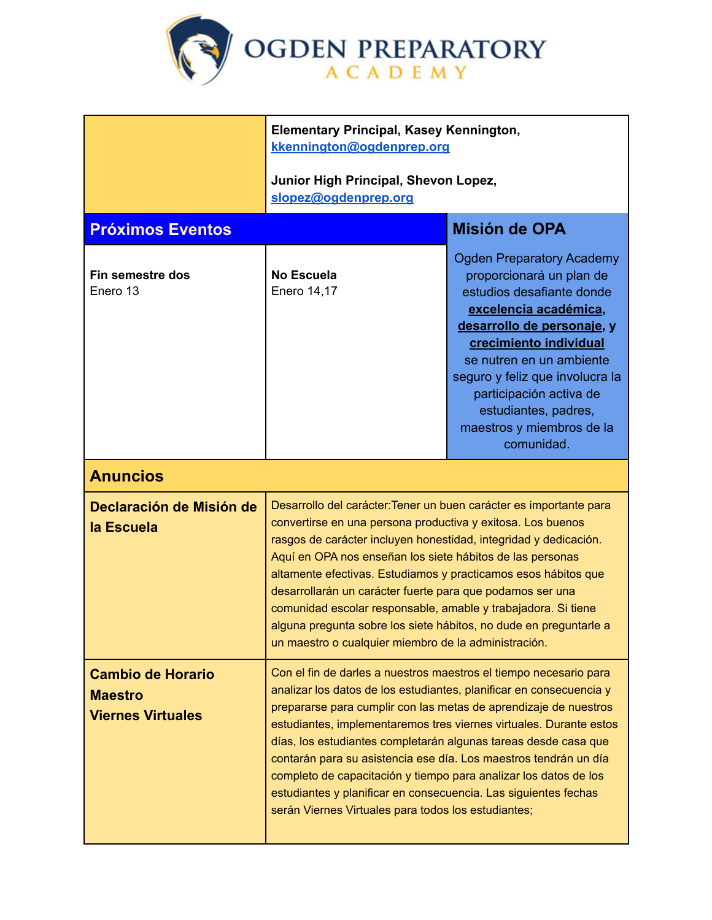# OGDEN PREPARATORY ACADEMY

**Elementary Principal, Kasey Kennington,**
**kkennington@ogdenprep.org**

**Junior High Principal, Shevon Lopez,**
**slopez@ogdenprep.org**

## Próximos Eventos

| **Fin semestre dos** Enero 13 | **No Escuela** Enero 14,17 |
|---|---|

## Misión de OPA

Ogden Preparatory Academy proporcionará un plan de estudios desafiante donde **excelencia académica**, **desarrollo de personaje**, y **crecimiento individual** se nutren en un ambiente seguro y feliz que involucra la participación activa de estudiantes, padres, maestros y miembros de la comunidad.

## Anuncios

### Declaración de Misión de la Escuela

Desarrollo del carácter:Tener un buen carácter es importante para convertirse en una persona productiva y exitosa. Los buenos rasgos de carácter incluyen honestidad, integridad y dedicación. Aquí en OPA nos enseñan los siete hábitos de las personas altamente efectivas. Estudiamos y practicamos esos hábitos que desarrollarán un carácter fuerte para que podamos ser una comunidad escolar responsable, amable y trabajadora. Si tiene alguna pregunta sobre los siete hábitos, no dude en preguntarle a un maestro o cualquier miembro de la administración.

### Cambio de Horario Maestro Viernes Virtuales

Con el fin de darles a nuestros maestros el tiempo necesario para analizar los datos de los estudiantes, planificar en consecuencia y prepararse para cumplir con las metas de aprendizaje de nuestros estudiantes, implementaremos tres viernes virtuales. Durante estos días, los estudiantes completarán algunas tareas desde casa que contarán para su asistencia ese día. Los maestros tendrán un día completo de capacitación y tiempo para analizar los datos de los estudiantes y planificar en consecuencia. Las siguientes fechas serán Viernes Virtuales para todos los estudiantes;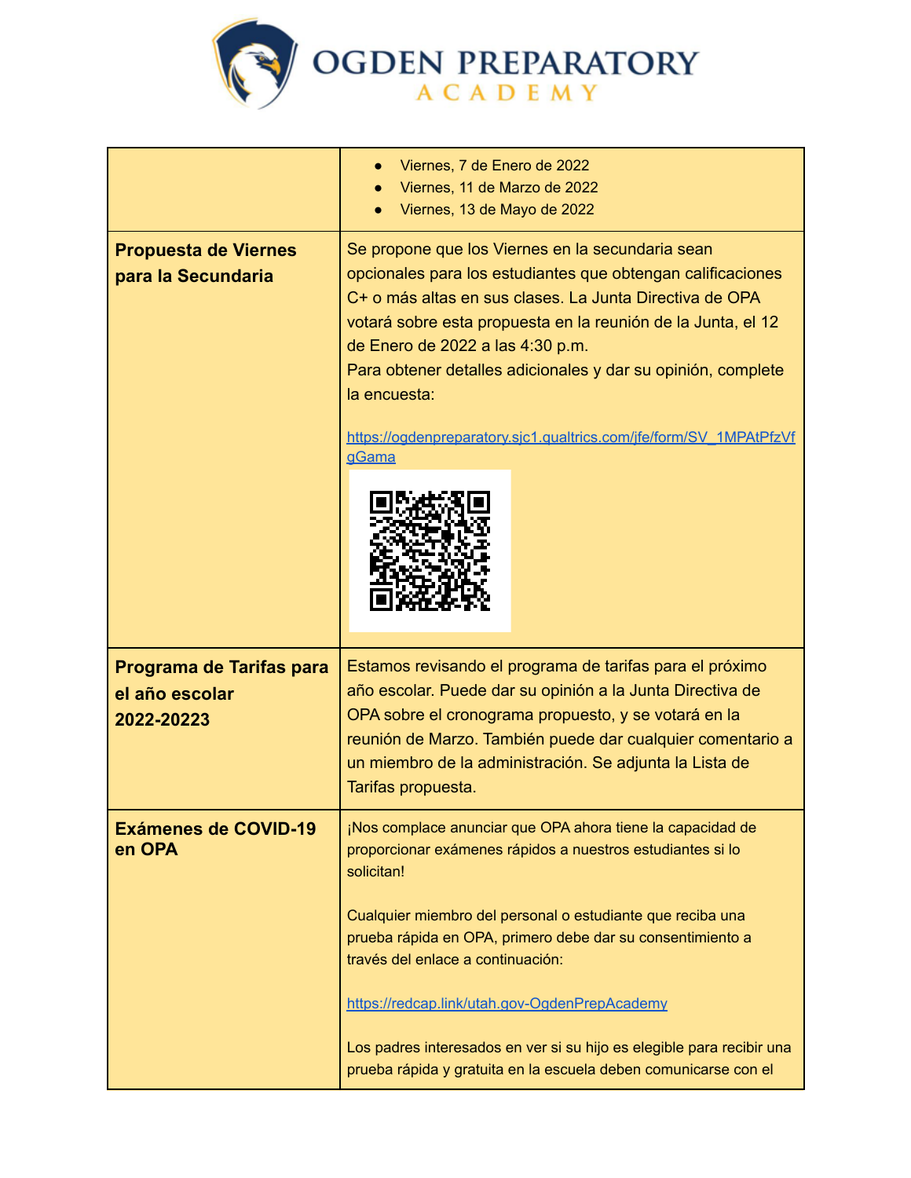|  |  |
|---|---|
|  | • Viernes, 7 de Enero de 2022<br>• Viernes, 11 de Marzo de 2022<br>• Viernes, 13 de Mayo de 2022 |
| **Propuesta de Viernes para la Secundaria** | Se propone que los Viernes en la secundaria sean opcionales para los estudiantes que obtengan calificaciones C+ o más altas en sus clases. La Junta Directiva de OPA votará sobre esta propuesta en la reunión de la Junta, el 12 de Enero de 2022 a las 4:30 p.m.<br>Para obtener detalles adicionales y dar su opinión, complete la encuesta:<br><br>https://ogdenpreparatory.sjc1.qualtrics.com/jfe/form/SV_1MPAtPfzVfgGama |
| **Programa de Tarifas para el año escolar 2022-20223** | Estamos revisando el programa de tarifas para el próximo año escolar. Puede dar su opinión a la Junta Directiva de OPA sobre el cronograma propuesto, y se votará en la reunión de Marzo. También puede dar cualquier comentario a un miembro de la administración. Se adjunta la Lista de Tarifas propuesta. |
| **Exámenes de COVID-19 en OPA** | ¡Nos complace anunciar que OPA ahora tiene la capacidad de proporcionar exámenes rápidos a nuestros estudiantes si lo solicitan!<br><br>Cualquier miembro del personal o estudiante que reciba una prueba rápida en OPA, primero debe dar su consentimiento a través del enlace a continuación:<br><br>https://redcap.link/utah.gov-OgdenPrepAcademy<br><br>Los padres interesados en ver si su hijo es elegible para recibir una prueba rápida y gratuita en la escuela deben comunicarse con el |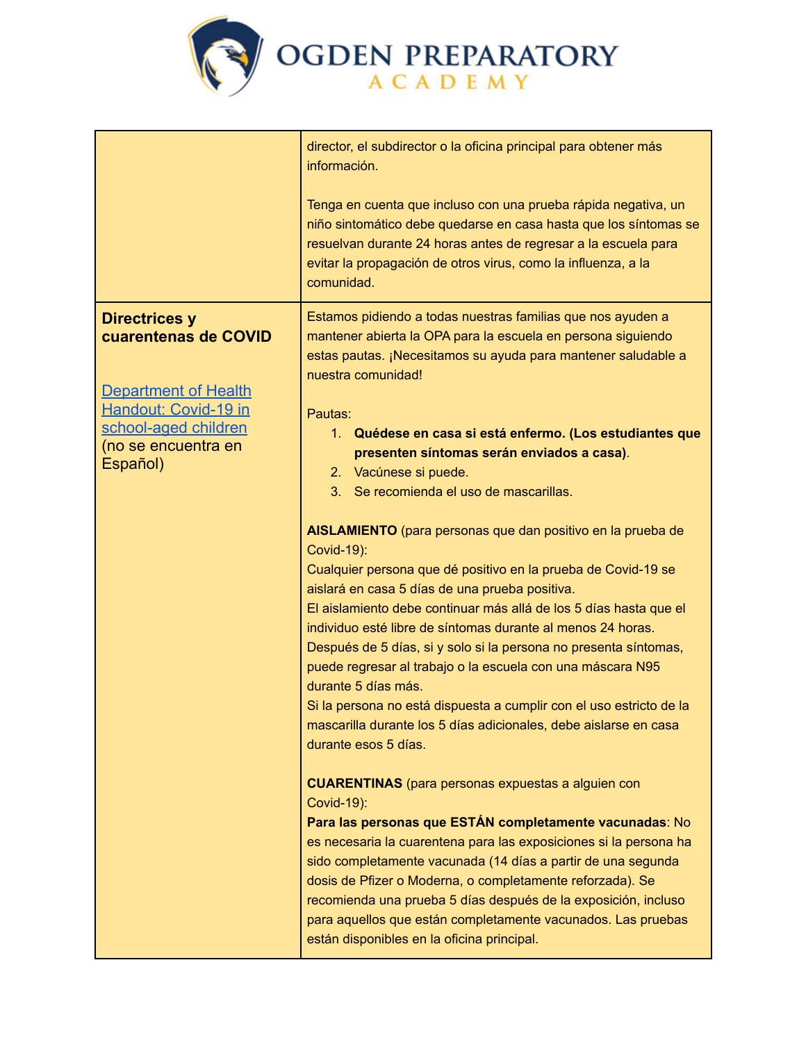| | |
|---|---|
| | director, el subdirector o la oficina principal para obtener más información.<br><br>Tenga en cuenta que incluso con una prueba rápida negativa, un niño sintomático debe quedarse en casa hasta que los síntomas se resuelvan durante 24 horas antes de regresar a la escuela para evitar la propagación de otros virus, como la influenza, a la comunidad. |
| **Directrices y cuarentenas de COVID**<br><br>[Department of Health Handout: Covid-19 in school-aged children]() (no se encuentra en Español) | Estamos pidiendo a todas nuestras familias que nos ayuden a mantener abierta la OPA para la escuela en persona siguiendo estas pautas. ¡Necesitamos su ayuda para mantener saludable a nuestra comunidad!<br><br>Pautas:<br>1. **Quédese en casa si está enfermo. (Los estudiantes que presenten síntomas serán enviados a casa)**.<br>2. Vacúnese si puede.<br>3. Se recomienda el uso de mascarillas.<br><br>**AISLAMIENTO** (para personas que dan positivo en la prueba de Covid-19):<br>Cualquier persona que dé positivo en la prueba de Covid-19 se aislará en casa 5 días de una prueba positiva.<br>El aislamiento debe continuar más allá de los 5 días hasta que el individuo esté libre de síntomas durante al menos 24 horas.<br>Después de 5 días, si y solo si la persona no presenta síntomas, puede regresar al trabajo o la escuela con una máscara N95 durante 5 días más.<br>Si la persona no está dispuesta a cumplir con el uso estricto de la mascarilla durante los 5 días adicionales, debe aislarse en casa durante esos 5 días.<br><br>**CUARENTINAS** (para personas expuestas a alguien con Covid-19):<br>**Para las personas que ESTÁN completamente vacunadas**: No es necesaria la cuarentena para las exposiciones si la persona ha sido completamente vacunada (14 días a partir de una segunda dosis de Pfizer o Moderna, o completamente reforzada). Se recomienda una prueba 5 días después de la exposición, incluso para aquellos que están completamente vacunados. Las pruebas están disponibles en la oficina principal. |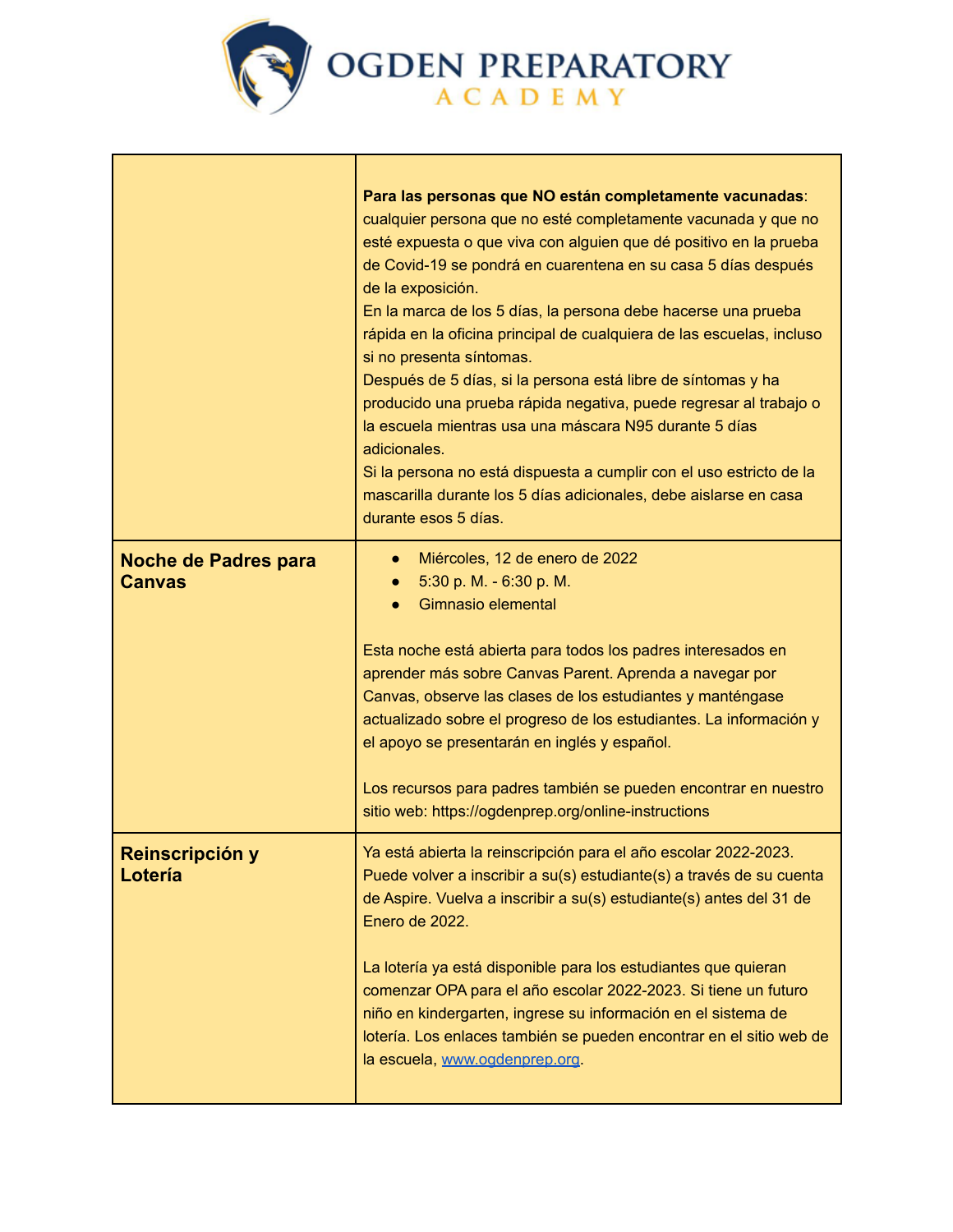# OGDEN PREPARATORY ACADEMY

| | |
|---|---|
| | **Para las personas que NO están completamente vacunadas**: cualquier persona que no esté completamente vacunada y que no esté expuesta o que viva con alguien que dé positivo en la prueba de Covid-19 se pondrá en cuarentena en su casa 5 días después de la exposición.<br>En la marca de los 5 días, la persona debe hacerse una prueba rápida en la oficina principal de cualquiera de las escuelas, incluso si no presenta síntomas.<br>Después de 5 días, si la persona está libre de síntomas y ha producido una prueba rápida negativa, puede regresar al trabajo o la escuela mientras usa una máscara N95 durante 5 días adicionales.<br>Si la persona no está dispuesta a cumplir con el uso estricto de la mascarilla durante los 5 días adicionales, debe aislarse en casa durante esos 5 días. |
| **Noche de Padres para Canvas** | • Miércoles, 12 de enero de 2022<br>• 5:30 p. M. - 6:30 p. M.<br>• Gimnasio elemental<br><br>Esta noche está abierta para todos los padres interesados en aprender más sobre Canvas Parent. Aprenda a navegar por Canvas, observe las clases de los estudiantes y manténgase actualizado sobre el progreso de los estudiantes. La información y el apoyo se presentarán en inglés y español.<br><br>Los recursos para padres también se pueden encontrar en nuestro sitio web: https://ogdenprep.org/online-instructions |
| **Reinscripción y Lotería** | Ya está abierta la reinscripción para el año escolar 2022-2023. Puede volver a inscribir a su(s) estudiante(s) a través de su cuenta de Aspire. Vuelva a inscribir a su(s) estudiante(s) antes del 31 de Enero de 2022.<br><br>La lotería ya está disponible para los estudiantes que quieran comenzar OPA para el año escolar 2022-2023. Si tiene un futuro niño en kindergarten, ingrese su información en el sistema de lotería. Los enlaces también se pueden encontrar en el sitio web de la escuela, www.ogdenprep.org. |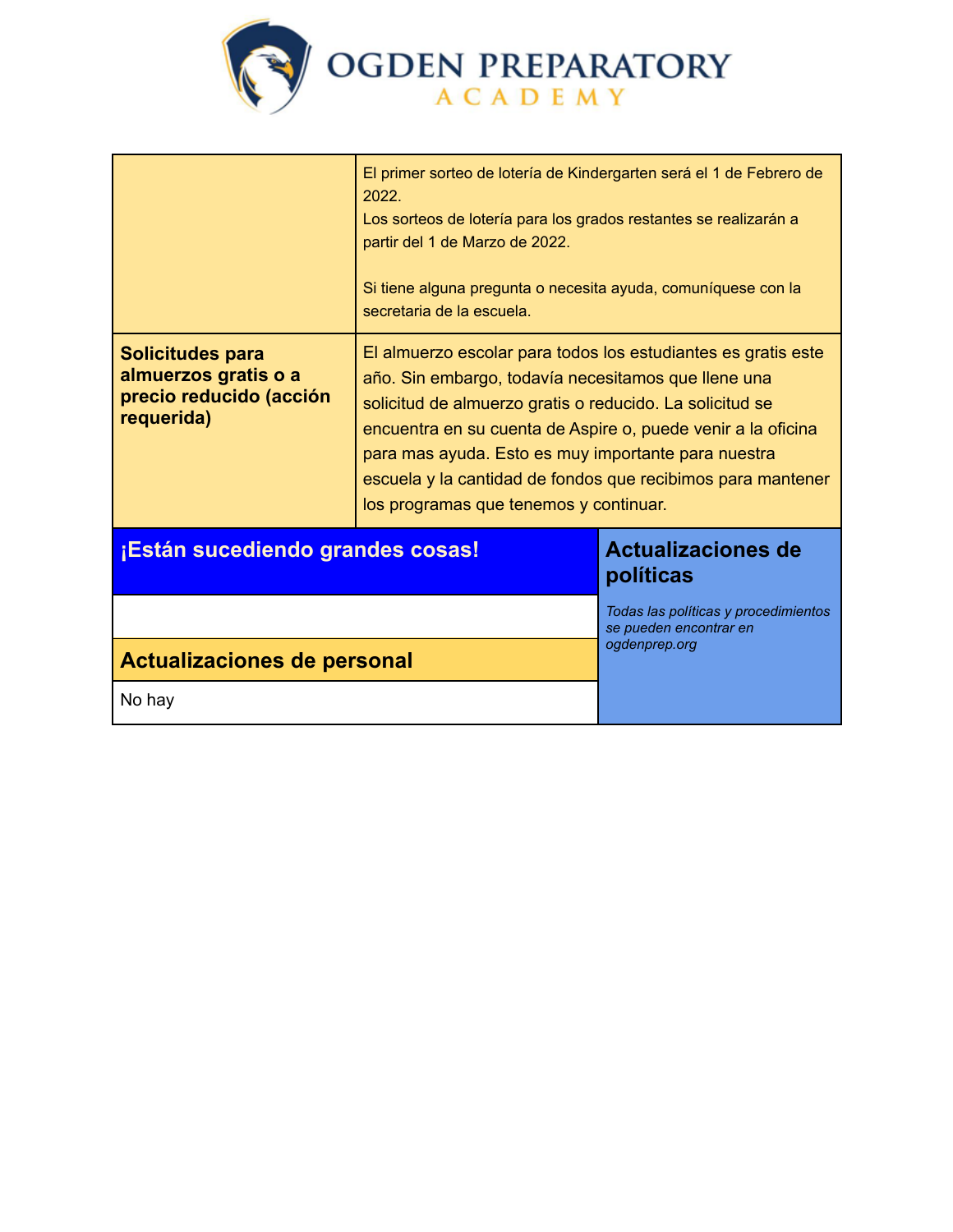# OGDEN PREPARATORY ACADEMY

| | |
|---|---|
| | El primer sorteo de lotería de Kindergarten será el 1 de Febrero de 2022.<br>Los sorteos de lotería para los grados restantes se realizarán a partir del 1 de Marzo de 2022.<br><br>Si tiene alguna pregunta o necesita ayuda, comuníquese con la secretaria de la escuela. |
| **Solicitudes para almuerzos gratis o a precio reducido (acción requerida)** | El almuerzo escolar para todos los estudiantes es gratis este año. Sin embargo, todavía necesitamos que llene una solicitud de almuerzo gratis o reducido. La solicitud se encuentra en su cuenta de Aspire o, puede venir a la oficina para mas ayuda. Esto es muy importante para nuestra escuela y la cantidad de fondos que recibimos para mantener los programas que tenemos y continuar. |

## ¡Están sucediendo grandes cosas!

## Actualizaciones de personal

No hay

## Actualizaciones de políticas

*Todas las políticas y procedimientos se pueden encontrar en ogdenprep.org*